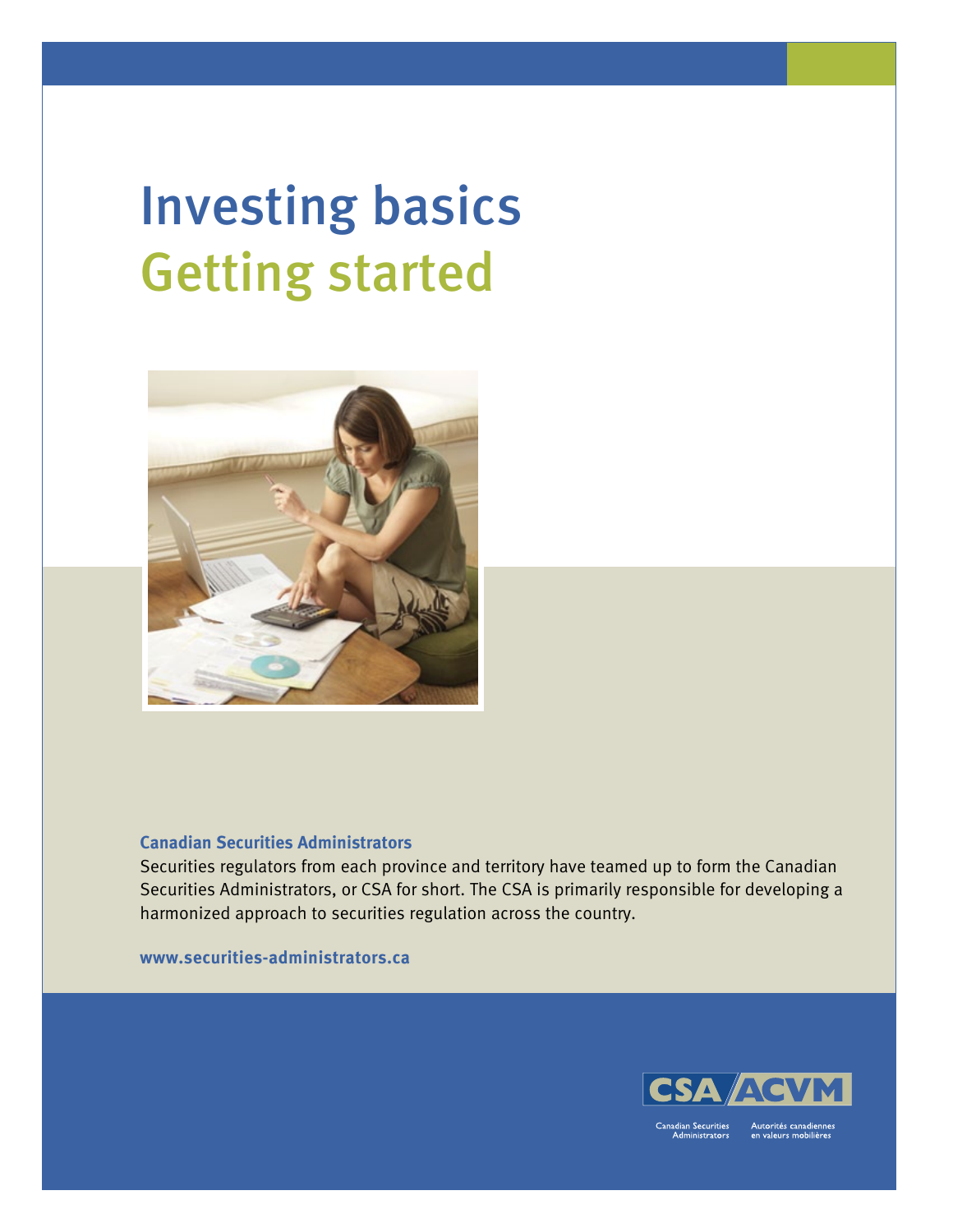# Investing basics

## Getting started

**Canadian Securities Administrators**

Securities regulators from each province and territory have teamed up to form the Canadian Securities Administrators, or CSA for short. The CSA is primarily responsible for developing a harmonized approach to securities regulation across the country.

**www.securities-administrators.ca**

CSA/ACVM

Canadian Securities Administrators

Autorités canadiennes en valeurs mobilières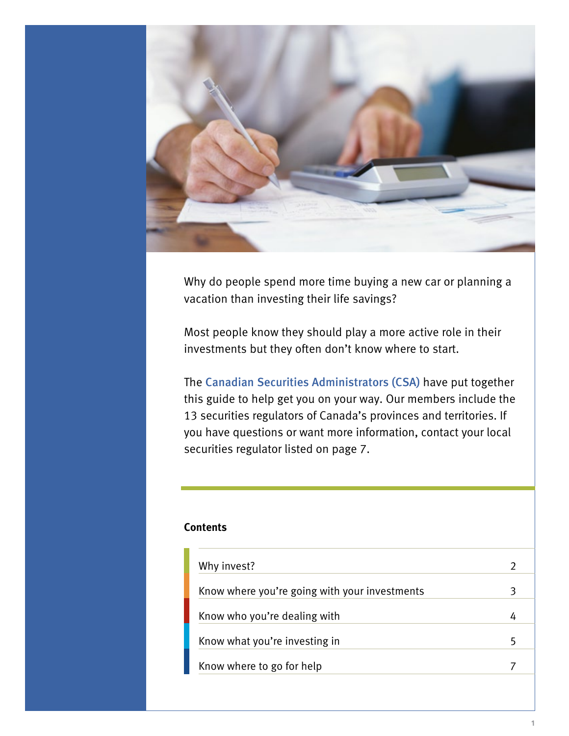Why do people spend more time buying a new car or planning a vacation than investing their life savings?

Most people know they should play a more active role in their investments but they often don't know where to start.

The Canadian Securities Administrators (CSA) have put together this guide to help get you on your way. Our members include the 13 securities regulators of Canada's provinces and territories. If you have questions or want more information, contact your local securities regulator listed on page 7.

**Contents**

| | |
|---|---|
| Why invest? | 2 |
| Know where you're going with your investments | 3 |
| Know who you're dealing with | 4 |
| Know what you're investing in | 5 |
| Know where to go for help | 7 |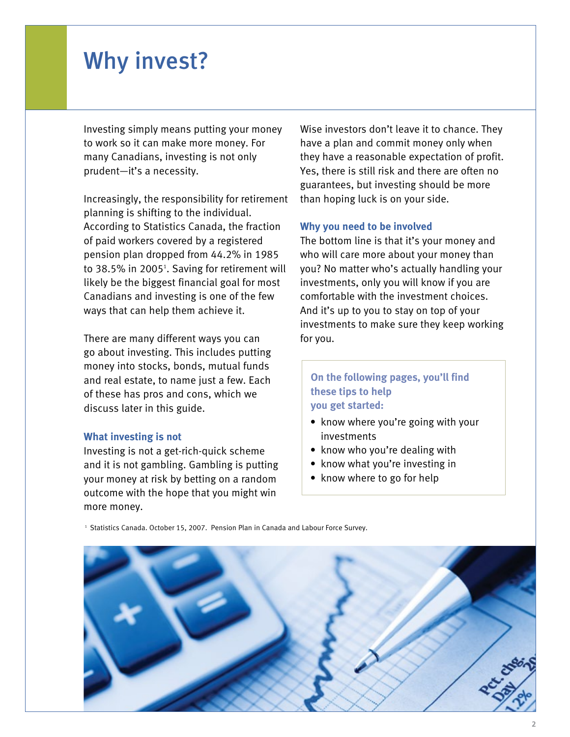# Why invest?

Investing simply means putting your money to work so it can make more money. For many Canadians, investing is not only prudent—it's a necessity.

Increasingly, the responsibility for retirement planning is shifting to the individual. According to Statistics Canada, the fraction of paid workers covered by a registered pension plan dropped from 44.2% in 1985 to 38.5% in 2005[1]. Saving for retirement will likely be the biggest financial goal for most Canadians and investing is one of the few ways that can help them achieve it.

There are many different ways you can go about investing. This includes putting money into stocks, bonds, mutual funds and real estate, to name just a few. Each of these has pros and cons, which we discuss later in this guide.

### What investing is not

Investing is not a get-rich-quick scheme and it is not gambling. Gambling is putting your money at risk by betting on a random outcome with the hope that you might win more money.

Wise investors don't leave it to chance. They have a plan and commit money only when they have a reasonable expectation of profit. Yes, there is still risk and there are often no guarantees, but investing should be more than hoping luck is on your side.

### Why you need to be involved

The bottom line is that it's your money and who will care more about your money than you? No matter who's actually handling your investments, only you will know if you are comfortable with the investment choices. And it's up to you to stay on top of your investments to make sure they keep working for you.

**On the following pages, you'll find these tips to help you get started:**

- know where you're going with your investments
- know who you're dealing with
- know what you're investing in
- know where to go for help

[1] Statistics Canada. October 15, 2007. Pension Plan in Canada and Labour Force Survey.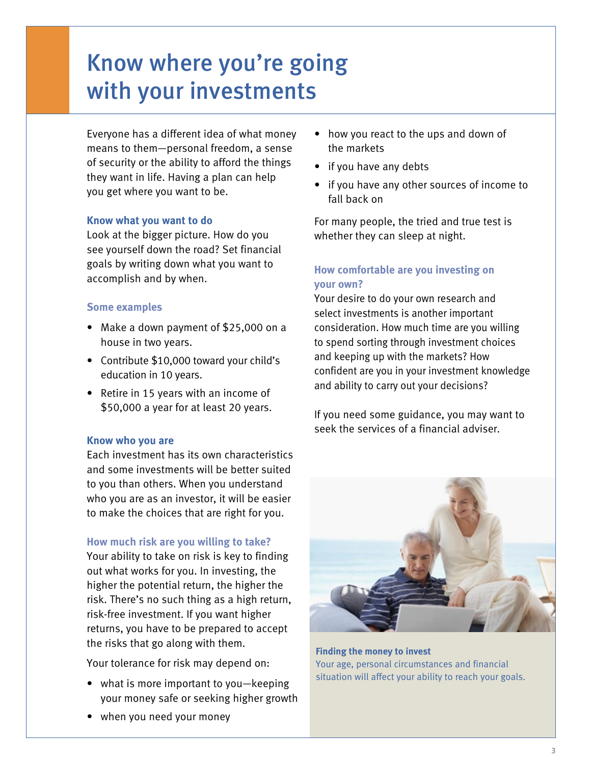# Know where you're going with your investments

Everyone has a different idea of what money means to them—personal freedom, a sense of security or the ability to afford the things they want in life. Having a plan can help you get where you want to be.

### Know what you want to do

Look at the bigger picture. How do you see yourself down the road? Set financial goals by writing down what you want to accomplish and by when.

#### Some examples

- Make a down payment of $25,000 on a house in two years.
- Contribute $10,000 toward your child's education in 10 years.
- Retire in 15 years with an income of $50,000 a year for at least 20 years.

### Know who you are

Each investment has its own characteristics and some investments will be better suited to you than others. When you understand who you are as an investor, it will be easier to make the choices that are right for you.

#### How much risk are you willing to take?

Your ability to take on risk is key to finding out what works for you. In investing, the higher the potential return, the higher the risk. There's no such thing as a high return, risk-free investment. If you want higher returns, you have to be prepared to accept the risks that go along with them.

Your tolerance for risk may depend on:

- what is more important to you—keeping your money safe or seeking higher growth
- when you need your money
- how you react to the ups and down of the markets
- if you have any debts
- if you have any other sources of income to fall back on

For many people, the tried and true test is whether they can sleep at night.

#### How comfortable are you investing on your own?

Your desire to do your own research and select investments is another important consideration. How much time are you willing to spend sorting through investment choices and keeping up with the markets? How confident are you in your investment knowledge and ability to carry out your decisions?

If you need some guidance, you may want to seek the services of a financial adviser.

**Finding the money to invest**

Your age, personal circumstances and financial situation will affect your ability to reach your goals.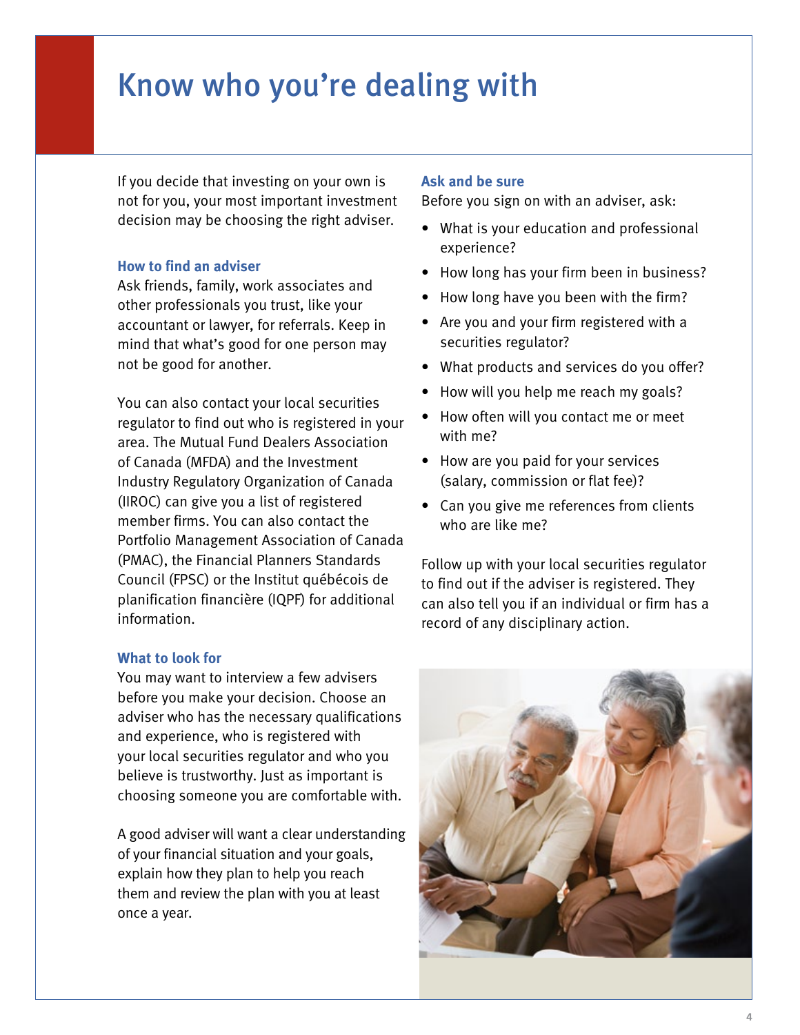# Know who you're dealing with

If you decide that investing on your own is not for you, your most important investment decision may be choosing the right adviser.

### How to find an adviser

Ask friends, family, work associates and other professionals you trust, like your accountant or lawyer, for referrals. Keep in mind that what's good for one person may not be good for another.

You can also contact your local securities regulator to find out who is registered in your area. The Mutual Fund Dealers Association of Canada (MFDA) and the Investment Industry Regulatory Organization of Canada (IIROC) can give you a list of registered member firms. You can also contact the Portfolio Management Association of Canada (PMAC), the Financial Planners Standards Council (FPSC) or the Institut québécois de planification financière (IQPF) for additional information.

### What to look for

You may want to interview a few advisers before you make your decision. Choose an adviser who has the necessary qualifications and experience, who is registered with your local securities regulator and who you believe is trustworthy. Just as important is choosing someone you are comfortable with.

A good adviser will want a clear understanding of your financial situation and your goals, explain how they plan to help you reach them and review the plan with you at least once a year.

### Ask and be sure

Before you sign on with an adviser, ask:

- What is your education and professional experience?
- How long has your firm been in business?
- How long have you been with the firm?
- Are you and your firm registered with a securities regulator?
- What products and services do you offer?
- How will you help me reach my goals?
- How often will you contact me or meet with me?
- How are you paid for your services (salary, commission or flat fee)?
- Can you give me references from clients who are like me?

Follow up with your local securities regulator to find out if the adviser is registered. They can also tell you if an individual or firm has a record of any disciplinary action.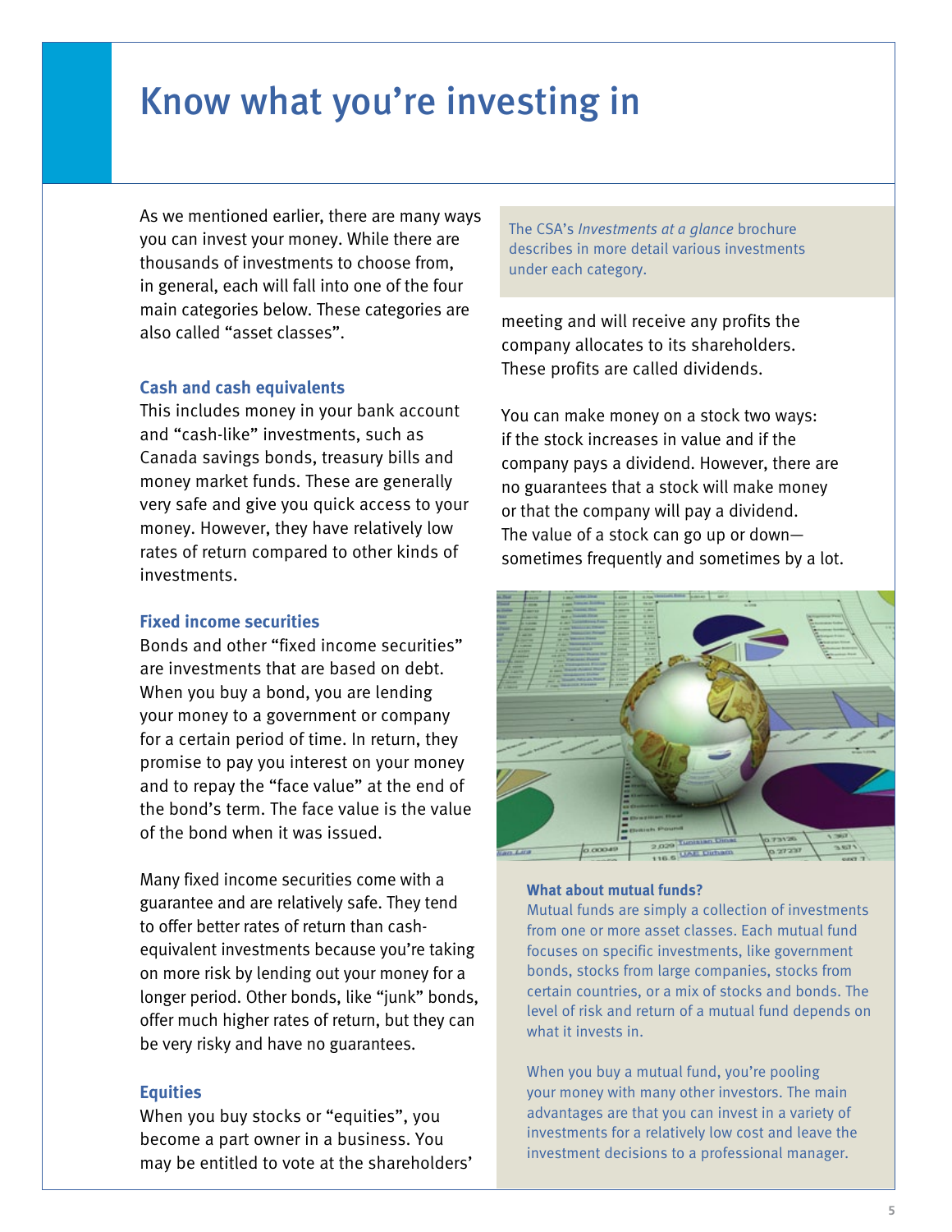# Know what you're investing in

As we mentioned earlier, there are many ways you can invest your money. While there are thousands of investments to choose from, in general, each will fall into one of the four main categories below. These categories are also called "asset classes".

### Cash and cash equivalents

This includes money in your bank account and "cash-like" investments, such as Canada savings bonds, treasury bills and money market funds. These are generally very safe and give you quick access to your money. However, they have relatively low rates of return compared to other kinds of investments.

### Fixed income securities

Bonds and other "fixed income securities" are investments that are based on debt. When you buy a bond, you are lending your money to a government or company for a certain period of time. In return, they promise to pay you interest on your money and to repay the "face value" at the end of the bond's term. The face value is the value of the bond when it was issued.

Many fixed income securities come with a guarantee and are relatively safe. They tend to offer better rates of return than cash-equivalent investments because you're taking on more risk by lending out your money for a longer period. Other bonds, like "junk" bonds, offer much higher rates of return, but they can be very risky and have no guarantees.

### Equities

When you buy stocks or "equities", you become a part owner in a business. You may be entitled to vote at the shareholders' meeting and will receive any profits the company allocates to its shareholders. These profits are called dividends.

You can make money on a stock two ways: if the stock increases in value and if the company pays a dividend. However, there are no guarantees that a stock will make money or that the company will pay a dividend. The value of a stock can go up or down—sometimes frequently and sometimes by a lot.

The CSA's *Investments at a glance* brochure describes in more detail various investments under each category.

**What about mutual funds?**

Mutual funds are simply a collection of investments from one or more asset classes. Each mutual fund focuses on specific investments, like government bonds, stocks from large companies, stocks from certain countries, or a mix of stocks and bonds. The level of risk and return of a mutual fund depends on what it invests in.

When you buy a mutual fund, you're pooling your money with many other investors. The main advantages are that you can invest in a variety of investments for a relatively low cost and leave the investment decisions to a professional manager.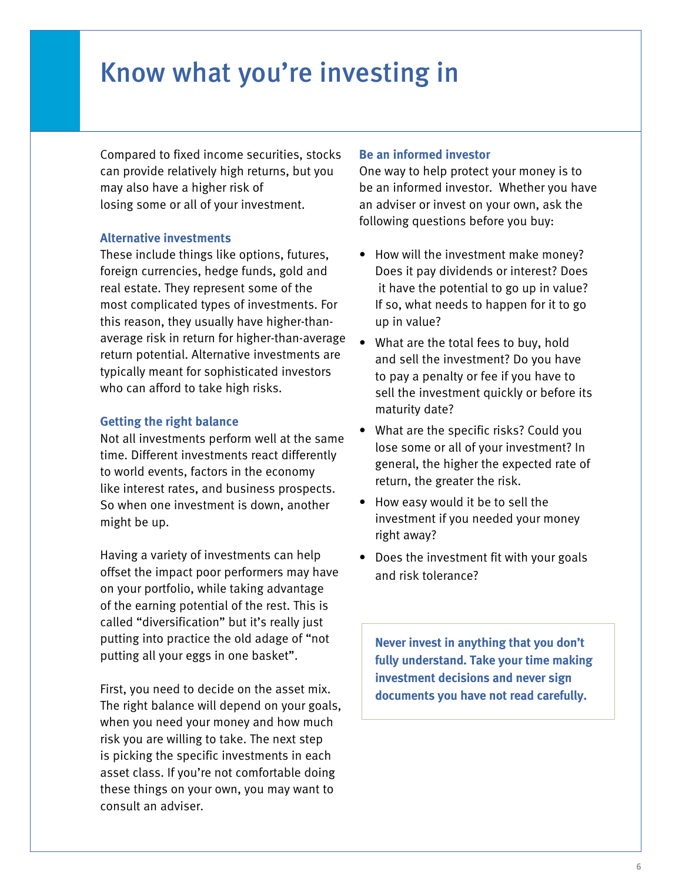# Know what you're investing in

Compared to fixed income securities, stocks can provide relatively high returns, but you may also have a higher risk of losing some or all of your investment.

### Alternative investments

These include things like options, futures, foreign currencies, hedge funds, gold and real estate. They represent some of the most complicated types of investments. For this reason, they usually have higher-than-average risk in return for higher-than-average return potential. Alternative investments are typically meant for sophisticated investors who can afford to take high risks.

### Getting the right balance

Not all investments perform well at the same time. Different investments react differently to world events, factors in the economy like interest rates, and business prospects. So when one investment is down, another might be up.

Having a variety of investments can help offset the impact poor performers may have on your portfolio, while taking advantage of the earning potential of the rest. This is called "diversification" but it's really just putting into practice the old adage of "not putting all your eggs in one basket".

First, you need to decide on the asset mix. The right balance will depend on your goals, when you need your money and how much risk you are willing to take. The next step is picking the specific investments in each asset class. If you're not comfortable doing these things on your own, you may want to consult an adviser.

### Be an informed investor

One way to help protect your money is to be an informed investor. Whether you have an adviser or invest on your own, ask the following questions before you buy:

- How will the investment make money? Does it pay dividends or interest? Does it have the potential to go up in value? If so, what needs to happen for it to go up in value?
- What are the total fees to buy, hold and sell the investment? Do you have to pay a penalty or fee if you have to sell the investment quickly or before its maturity date?
- What are the specific risks? Could you lose some or all of your investment? In general, the higher the expected rate of return, the greater the risk.
- How easy would it be to sell the investment if you needed your money right away?
- Does the investment fit with your goals and risk tolerance?

**Never invest in anything that you don't fully understand. Take your time making investment decisions and never sign documents you have not read carefully.**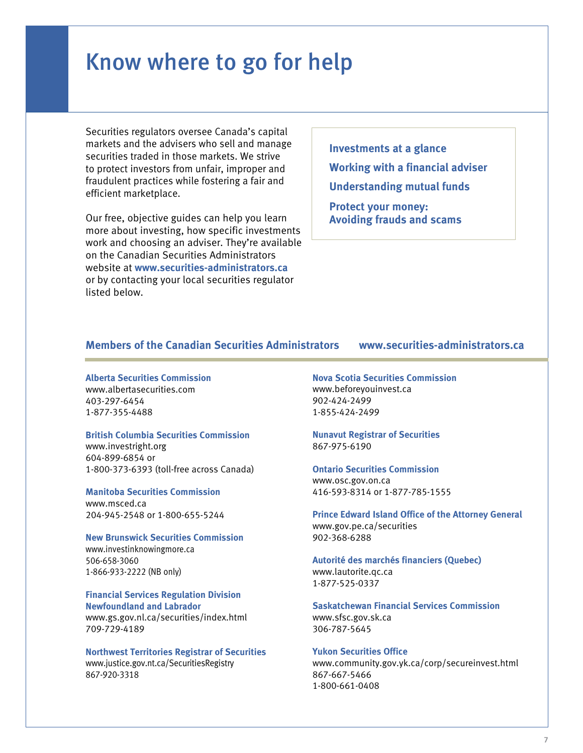# Know where to go for help

Securities regulators oversee Canada's capital markets and the advisers who sell and manage securities traded in those markets. We strive to protect investors from unfair, improper and fraudulent practices while fostering a fair and efficient marketplace.

Our free, objective guides can help you learn more about investing, how specific investments work and choosing an adviser. They're available on the Canadian Securities Administrators website at **www.securities-administrators.ca** or by contacting your local securities regulator listed below.

**Investments at a glance**

**Working with a financial adviser**

**Understanding mutual funds**

**Protect your money: Avoiding frauds and scams**

## Members of the Canadian Securities Administrators www.securities-administrators.ca

**Alberta Securities Commission**
www.albertasecurities.com
403-297-6454
1-877-355-4488

**British Columbia Securities Commission**
www.investright.org
604-899-6854 or
1-800-373-6393 (toll-free across Canada)

**Manitoba Securities Commission**
www.msced.ca
204-945-2548 or 1-800-655-5244

**New Brunswick Securities Commission**
www.investinknowingmore.ca
506-658-3060
1-866-933-2222 (NB only)

**Financial Services Regulation Division Newfoundland and Labrador**
www.gs.gov.nl.ca/securities/index.html
709-729-4189

**Northwest Territories Registrar of Securities**
www.justice.gov.nt.ca/SecuritiesRegistry
867-920-3318

**Nova Scotia Securities Commission**
www.beforeyouinvest.ca
902-424-2499
1-855-424-2499

**Nunavut Registrar of Securities**
867-975-6190

**Ontario Securities Commission**
www.osc.gov.on.ca
416-593-8314 or 1-877-785-1555

**Prince Edward Island Office of the Attorney General**
www.gov.pe.ca/securities
902-368-6288

**Autorité des marchés financiers (Quebec)**
www.lautorite.qc.ca
1-877-525-0337

**Saskatchewan Financial Services Commission**
www.sfsc.gov.sk.ca
306-787-5645

**Yukon Securities Office**
www.community.gov.yk.ca/corp/secureinvest.html
867-667-5466
1-800-661-0408